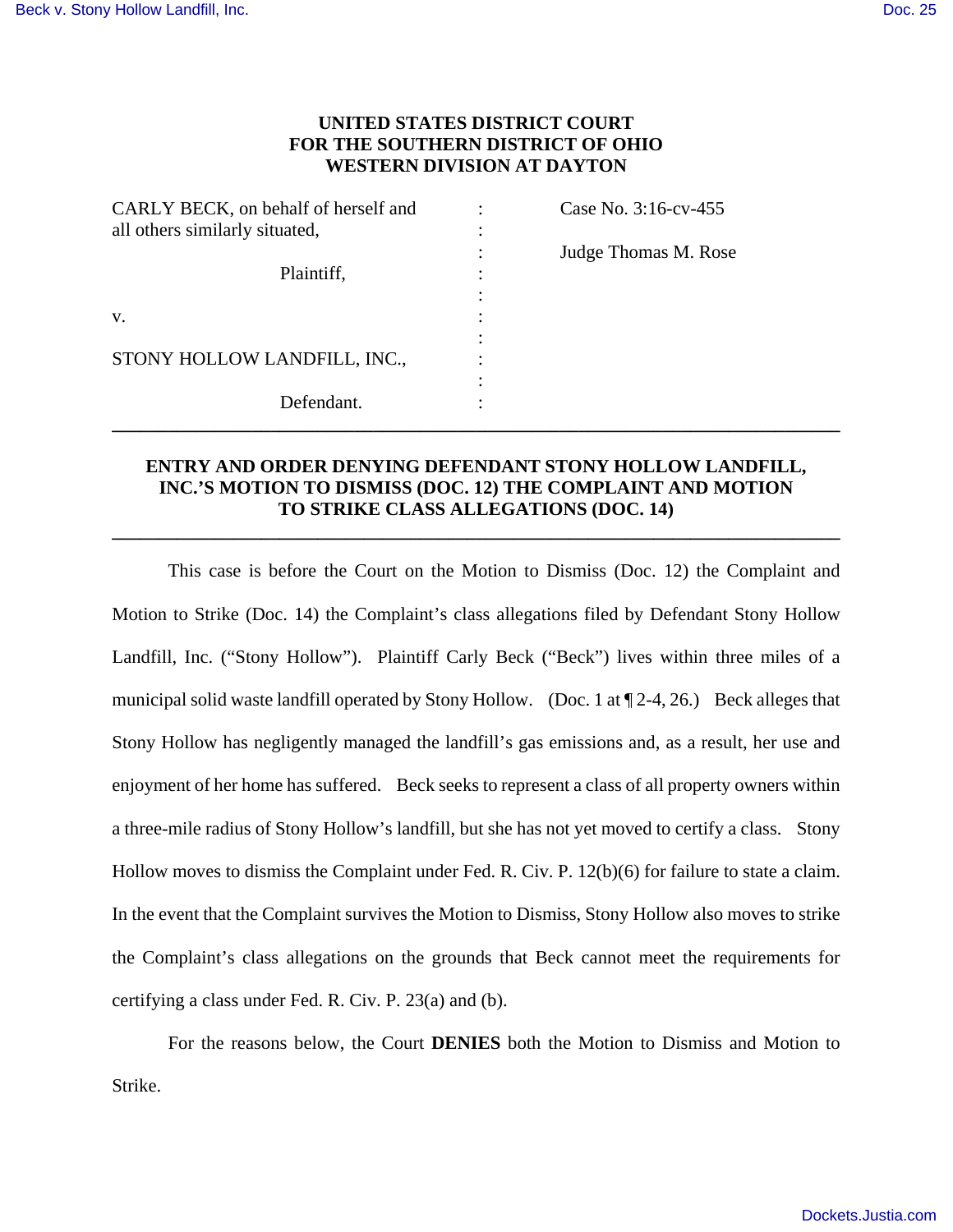**UNITED STATES DISTRICT COURT**
**FOR THE SOUTHERN DISTRICT OF OHIO**
**WESTERN DIVISION AT DAYTON**

| | | |
|---|---|---|
| CARLY BECK, on behalf of herself and all others similarly situated, | : | Case No. 3:16-cv-455 |
| Plaintiff, | : | Judge Thomas M. Rose |
| v. | : | |
| STONY HOLLOW LANDFILL, INC., | : | |
| Defendant. | : | |

---

**ENTRY AND ORDER DENYING DEFENDANT STONY HOLLOW LANDFILL, INC.'S MOTION TO DISMISS (DOC. 12) THE COMPLAINT AND MOTION TO STRIKE CLASS ALLEGATIONS (DOC. 14)**

---

This case is before the Court on the Motion to Dismiss (Doc. 12) the Complaint and Motion to Strike (Doc. 14) the Complaint's class allegations filed by Defendant Stony Hollow Landfill, Inc. ("Stony Hollow"). Plaintiff Carly Beck ("Beck") lives within three miles of a municipal solid waste landfill operated by Stony Hollow. (Doc. 1 at ¶ 2-4, 26.) Beck alleges that Stony Hollow has negligently managed the landfill's gas emissions and, as a result, her use and enjoyment of her home has suffered. Beck seeks to represent a class of all property owners within a three-mile radius of Stony Hollow's landfill, but she has not yet moved to certify a class. Stony Hollow moves to dismiss the Complaint under Fed. R. Civ. P. 12(b)(6) for failure to state a claim. In the event that the Complaint survives the Motion to Dismiss, Stony Hollow also moves to strike the Complaint's class allegations on the grounds that Beck cannot meet the requirements for certifying a class under Fed. R. Civ. P. 23(a) and (b).

For the reasons below, the Court **DENIES** both the Motion to Dismiss and Motion to Strike.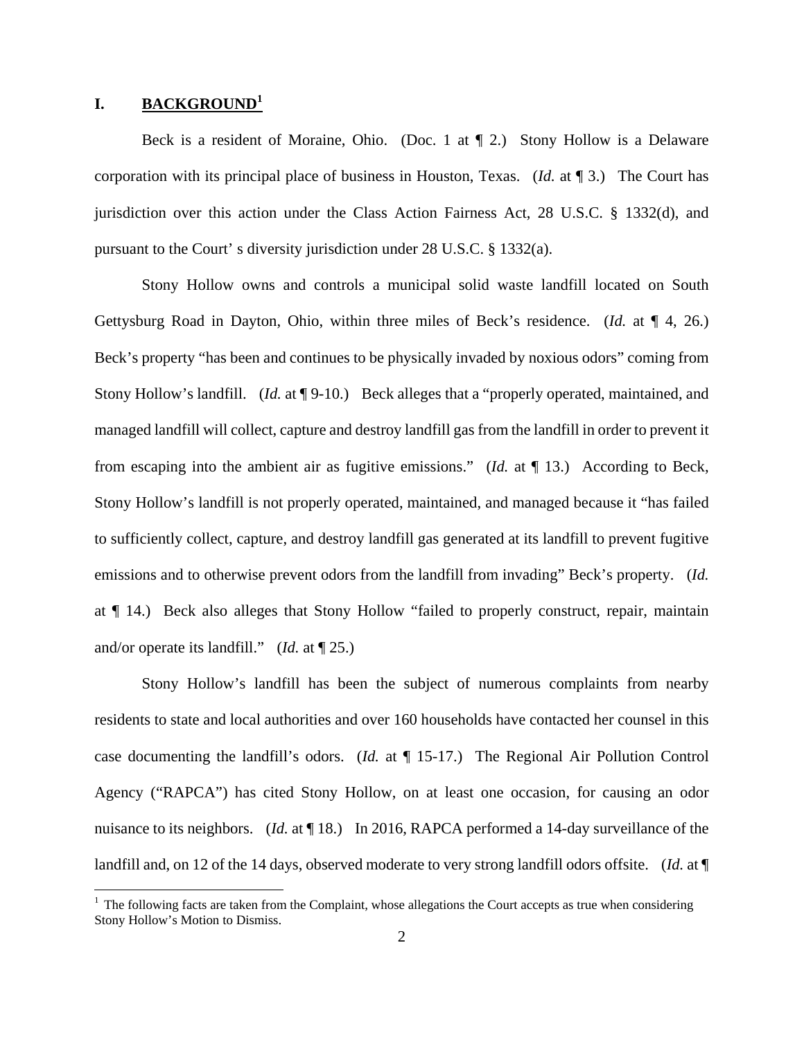# I. BACKGROUND[1]

Beck is a resident of Moraine, Ohio. (Doc. 1 at ¶ 2.) Stony Hollow is a Delaware corporation with its principal place of business in Houston, Texas. (*Id.* at ¶ 3.) The Court has jurisdiction over this action under the Class Action Fairness Act, 28 U.S.C. § 1332(d), and pursuant to the Court' s diversity jurisdiction under 28 U.S.C. § 1332(a).

Stony Hollow owns and controls a municipal solid waste landfill located on South Gettysburg Road in Dayton, Ohio, within three miles of Beck's residence. (*Id.* at ¶ 4, 26.) Beck's property "has been and continues to be physically invaded by noxious odors" coming from Stony Hollow's landfill. (*Id.* at ¶ 9-10.) Beck alleges that a "properly operated, maintained, and managed landfill will collect, capture and destroy landfill gas from the landfill in order to prevent it from escaping into the ambient air as fugitive emissions." (*Id.* at ¶ 13.) According to Beck, Stony Hollow's landfill is not properly operated, maintained, and managed because it "has failed to sufficiently collect, capture, and destroy landfill gas generated at its landfill to prevent fugitive emissions and to otherwise prevent odors from the landfill from invading" Beck's property. (*Id.* at ¶ 14.) Beck also alleges that Stony Hollow "failed to properly construct, repair, maintain and/or operate its landfill." (*Id.* at ¶ 25.)

Stony Hollow's landfill has been the subject of numerous complaints from nearby residents to state and local authorities and over 160 households have contacted her counsel in this case documenting the landfill's odors. (*Id.* at ¶ 15-17.) The Regional Air Pollution Control Agency ("RAPCA") has cited Stony Hollow, on at least one occasion, for causing an odor nuisance to its neighbors. (*Id.* at ¶ 18.) In 2016, RAPCA performed a 14-day surveillance of the landfill and, on 12 of the 14 days, observed moderate to very strong landfill odors offsite. (*Id.* at ¶

---

[1] The following facts are taken from the Complaint, whose allegations the Court accepts as true when considering Stony Hollow's Motion to Dismiss.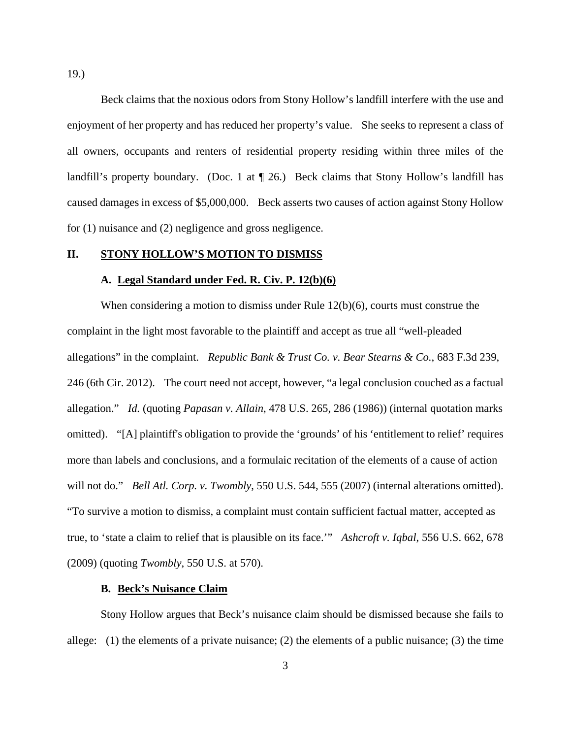19.)

Beck claims that the noxious odors from Stony Hollow's landfill interfere with the use and enjoyment of her property and has reduced her property's value. She seeks to represent a class of all owners, occupants and renters of residential property residing within three miles of the landfill's property boundary. (Doc. 1 at ¶ 26.) Beck claims that Stony Hollow's landfill has caused damages in excess of $5,000,000. Beck asserts two causes of action against Stony Hollow for (1) nuisance and (2) negligence and gross negligence.

## II. STONY HOLLOW'S MOTION TO DISMISS

### A. Legal Standard under Fed. R. Civ. P. 12(b)(6)

When considering a motion to dismiss under Rule 12(b)(6), courts must construe the complaint in the light most favorable to the plaintiff and accept as true all "well-pleaded allegations" in the complaint. *Republic Bank & Trust Co. v. Bear Stearns & Co.*, 683 F.3d 239, 246 (6th Cir. 2012). The court need not accept, however, "a legal conclusion couched as a factual allegation." *Id.* (quoting *Papasan v. Allain*, 478 U.S. 265, 286 (1986)) (internal quotation marks omitted). "[A] plaintiff's obligation to provide the 'grounds' of his 'entitlement to relief' requires more than labels and conclusions, and a formulaic recitation of the elements of a cause of action will not do." *Bell Atl. Corp. v. Twombly*, 550 U.S. 544, 555 (2007) (internal alterations omitted). "To survive a motion to dismiss, a complaint must contain sufficient factual matter, accepted as true, to 'state a claim to relief that is plausible on its face.'" *Ashcroft v. Iqbal*, 556 U.S. 662, 678 (2009) (quoting *Twombly*, 550 U.S. at 570).

### B. Beck's Nuisance Claim

Stony Hollow argues that Beck's nuisance claim should be dismissed because she fails to allege: (1) the elements of a private nuisance; (2) the elements of a public nuisance; (3) the time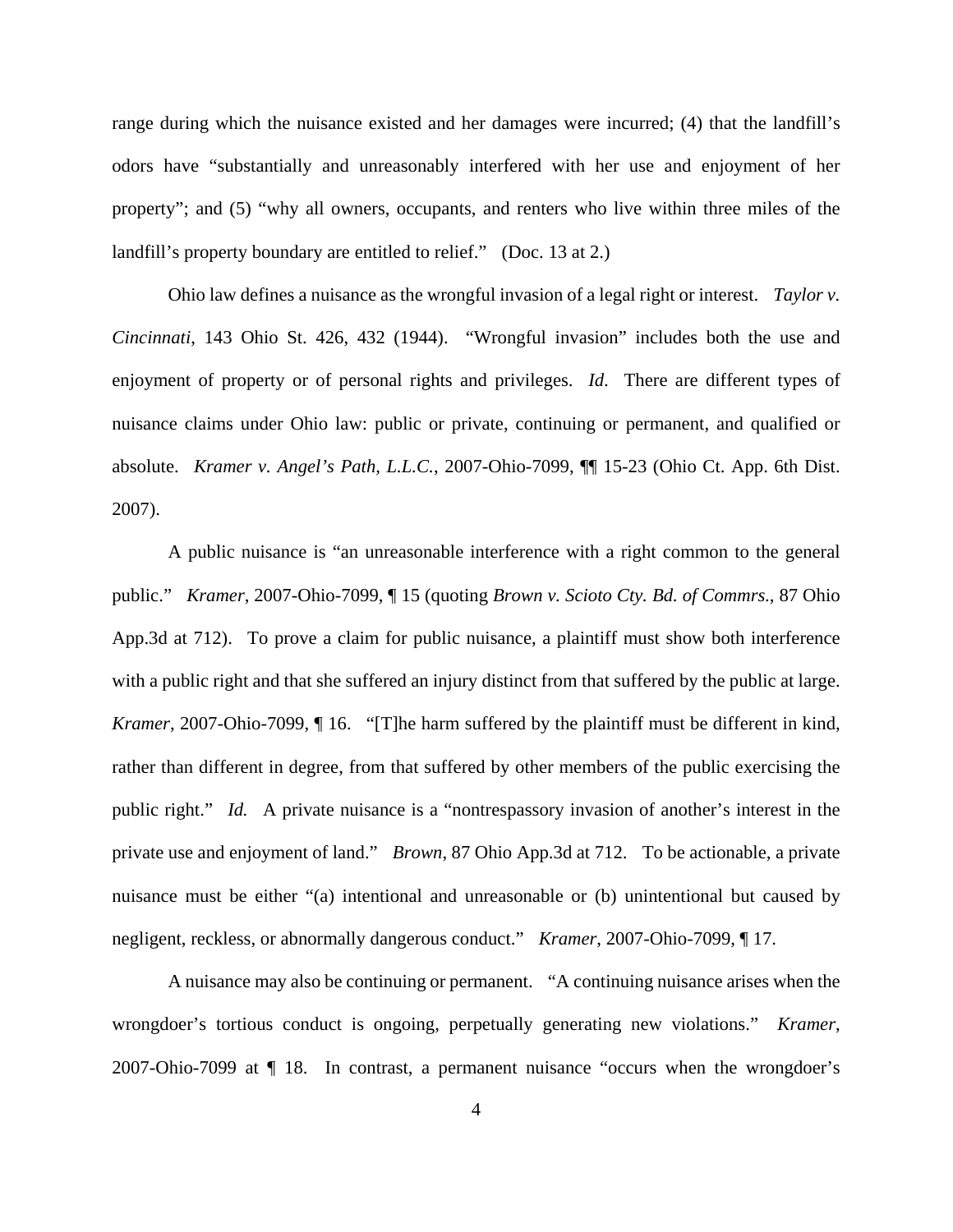range during which the nuisance existed and her damages were incurred; (4) that the landfill's odors have "substantially and unreasonably interfered with her use and enjoyment of her property"; and (5) "why all owners, occupants, and renters who live within three miles of the landfill's property boundary are entitled to relief." (Doc. 13 at 2.)

Ohio law defines a nuisance as the wrongful invasion of a legal right or interest. *Taylor v. Cincinnati*, 143 Ohio St. 426, 432 (1944). "Wrongful invasion" includes both the use and enjoyment of property or of personal rights and privileges. *Id*. There are different types of nuisance claims under Ohio law: public or private, continuing or permanent, and qualified or absolute. *Kramer v. Angel's Path, L.L.C.*, 2007-Ohio-7099, ¶¶ 15-23 (Ohio Ct. App. 6th Dist. 2007).

A public nuisance is "an unreasonable interference with a right common to the general public." *Kramer*, 2007-Ohio-7099, ¶ 15 (quoting *Brown v. Scioto Cty. Bd. of Commrs.*, 87 Ohio App.3d at 712). To prove a claim for public nuisance, a plaintiff must show both interference with a public right and that she suffered an injury distinct from that suffered by the public at large. *Kramer*, 2007-Ohio-7099, ¶ 16. "[T]he harm suffered by the plaintiff must be different in kind, rather than different in degree, from that suffered by other members of the public exercising the public right." *Id.* A private nuisance is a "nontrespassory invasion of another's interest in the private use and enjoyment of land." *Brown*, 87 Ohio App.3d at 712. To be actionable, a private nuisance must be either "(a) intentional and unreasonable or (b) unintentional but caused by negligent, reckless, or abnormally dangerous conduct." *Kramer*, 2007-Ohio-7099, ¶ 17.

A nuisance may also be continuing or permanent. "A continuing nuisance arises when the wrongdoer's tortious conduct is ongoing, perpetually generating new violations." *Kramer*, 2007-Ohio-7099 at ¶ 18. In contrast, a permanent nuisance "occurs when the wrongdoer's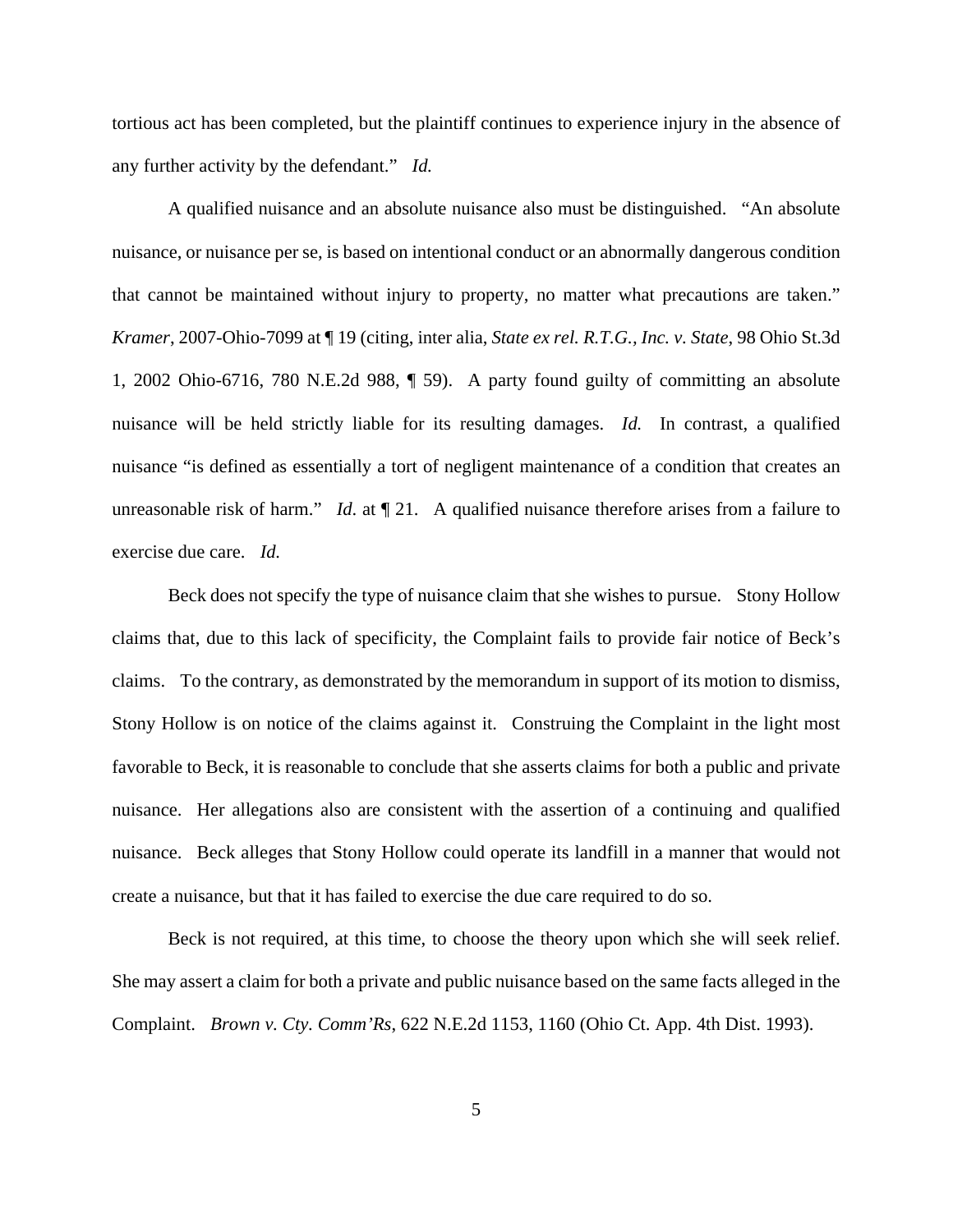tortious act has been completed, but the plaintiff continues to experience injury in the absence of any further activity by the defendant." *Id.*

A qualified nuisance and an absolute nuisance also must be distinguished. "An absolute nuisance, or nuisance per se, is based on intentional conduct or an abnormally dangerous condition that cannot be maintained without injury to property, no matter what precautions are taken." *Kramer*, 2007-Ohio-7099 at ¶ 19 (citing, inter alia, *State ex rel. R.T.G., Inc. v. State*, 98 Ohio St.3d 1, 2002 Ohio-6716, 780 N.E.2d 988, ¶ 59). A party found guilty of committing an absolute nuisance will be held strictly liable for its resulting damages. *Id.* In contrast, a qualified nuisance "is defined as essentially a tort of negligent maintenance of a condition that creates an unreasonable risk of harm." *Id*. at ¶ 21. A qualified nuisance therefore arises from a failure to exercise due care. *Id.*

Beck does not specify the type of nuisance claim that she wishes to pursue. Stony Hollow claims that, due to this lack of specificity, the Complaint fails to provide fair notice of Beck's claims. To the contrary, as demonstrated by the memorandum in support of its motion to dismiss, Stony Hollow is on notice of the claims against it. Construing the Complaint in the light most favorable to Beck, it is reasonable to conclude that she asserts claims for both a public and private nuisance. Her allegations also are consistent with the assertion of a continuing and qualified nuisance. Beck alleges that Stony Hollow could operate its landfill in a manner that would not create a nuisance, but that it has failed to exercise the due care required to do so.

Beck is not required, at this time, to choose the theory upon which she will seek relief. She may assert a claim for both a private and public nuisance based on the same facts alleged in the Complaint. *Brown v. Cty. Comm'Rs*, 622 N.E.2d 1153, 1160 (Ohio Ct. App. 4th Dist. 1993).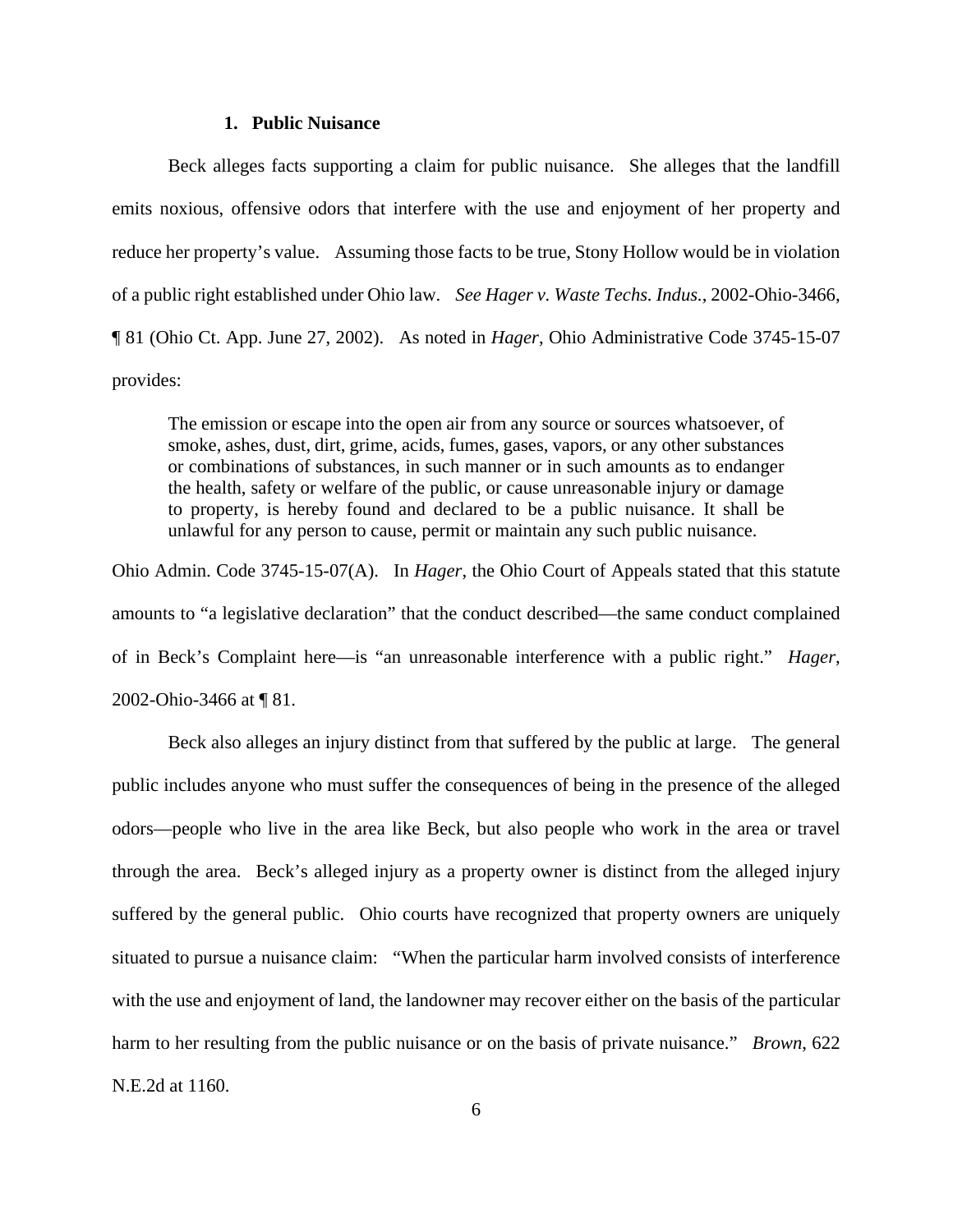### 1. Public Nuisance

Beck alleges facts supporting a claim for public nuisance. She alleges that the landfill emits noxious, offensive odors that interfere with the use and enjoyment of her property and reduce her property's value. Assuming those facts to be true, Stony Hollow would be in violation of a public right established under Ohio law. *See Hager v. Waste Techs. Indus.*, 2002-Ohio-3466, ¶ 81 (Ohio Ct. App. June 27, 2002). As noted in *Hager*, Ohio Administrative Code 3745-15-07 provides:

> The emission or escape into the open air from any source or sources whatsoever, of smoke, ashes, dust, dirt, grime, acids, fumes, gases, vapors, or any other substances or combinations of substances, in such manner or in such amounts as to endanger the health, safety or welfare of the public, or cause unreasonable injury or damage to property, is hereby found and declared to be a public nuisance. It shall be unlawful for any person to cause, permit or maintain any such public nuisance.

Ohio Admin. Code 3745-15-07(A). In *Hager*, the Ohio Court of Appeals stated that this statute amounts to "a legislative declaration" that the conduct described—the same conduct complained of in Beck's Complaint here—is "an unreasonable interference with a public right." *Hager*, 2002-Ohio-3466 at ¶ 81.

Beck also alleges an injury distinct from that suffered by the public at large. The general public includes anyone who must suffer the consequences of being in the presence of the alleged odors—people who live in the area like Beck, but also people who work in the area or travel through the area. Beck's alleged injury as a property owner is distinct from the alleged injury suffered by the general public. Ohio courts have recognized that property owners are uniquely situated to pursue a nuisance claim: "When the particular harm involved consists of interference with the use and enjoyment of land, the landowner may recover either on the basis of the particular harm to her resulting from the public nuisance or on the basis of private nuisance." *Brown*, 622 N.E.2d at 1160.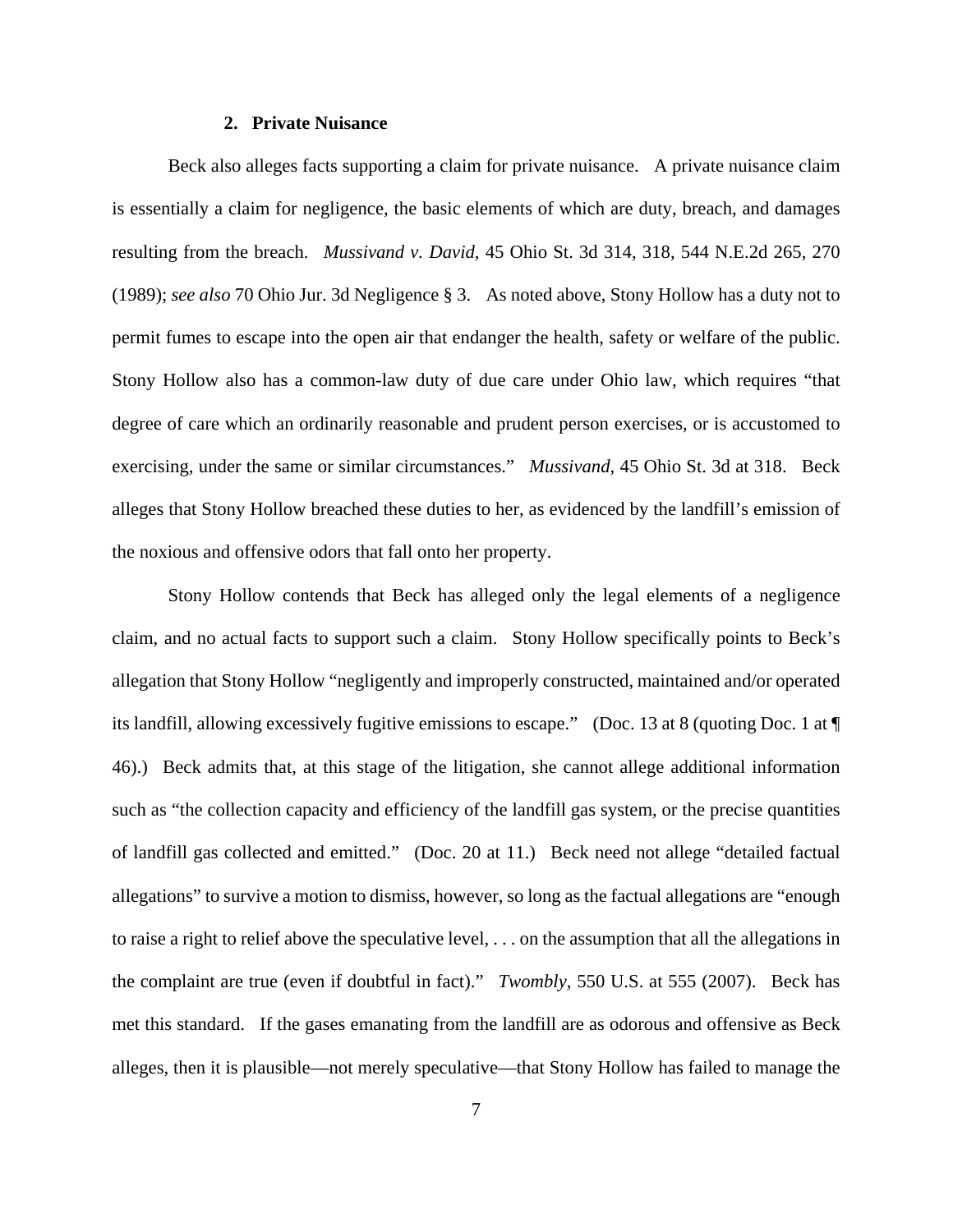### 2. Private Nuisance

Beck also alleges facts supporting a claim for private nuisance. A private nuisance claim is essentially a claim for negligence, the basic elements of which are duty, breach, and damages resulting from the breach. *Mussivand v. David*, 45 Ohio St. 3d 314, 318, 544 N.E.2d 265, 270 (1989); *see also* 70 Ohio Jur. 3d Negligence § 3. As noted above, Stony Hollow has a duty not to permit fumes to escape into the open air that endanger the health, safety or welfare of the public. Stony Hollow also has a common-law duty of due care under Ohio law, which requires "that degree of care which an ordinarily reasonable and prudent person exercises, or is accustomed to exercising, under the same or similar circumstances." *Mussivand*, 45 Ohio St. 3d at 318. Beck alleges that Stony Hollow breached these duties to her, as evidenced by the landfill's emission of the noxious and offensive odors that fall onto her property.

Stony Hollow contends that Beck has alleged only the legal elements of a negligence claim, and no actual facts to support such a claim. Stony Hollow specifically points to Beck's allegation that Stony Hollow "negligently and improperly constructed, maintained and/or operated its landfill, allowing excessively fugitive emissions to escape." (Doc. 13 at 8 (quoting Doc. 1 at ¶ 46).) Beck admits that, at this stage of the litigation, she cannot allege additional information such as "the collection capacity and efficiency of the landfill gas system, or the precise quantities of landfill gas collected and emitted." (Doc. 20 at 11.) Beck need not allege "detailed factual allegations" to survive a motion to dismiss, however, so long as the factual allegations are "enough to raise a right to relief above the speculative level, . . . on the assumption that all the allegations in the complaint are true (even if doubtful in fact)." *Twombly*, 550 U.S. at 555 (2007). Beck has met this standard. If the gases emanating from the landfill are as odorous and offensive as Beck alleges, then it is plausible—not merely speculative—that Stony Hollow has failed to manage the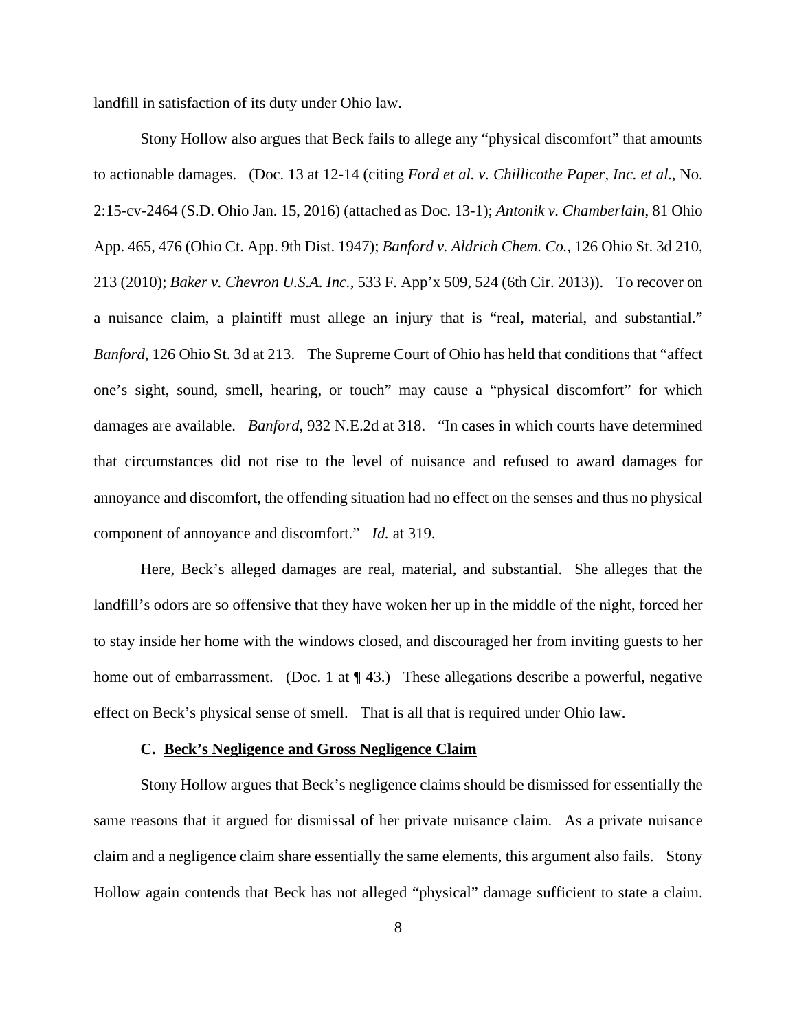landfill in satisfaction of its duty under Ohio law.

Stony Hollow also argues that Beck fails to allege any "physical discomfort" that amounts to actionable damages. (Doc. 13 at 12-14 (citing *Ford et al. v. Chillicothe Paper, Inc. et al.*, No. 2:15-cv-2464 (S.D. Ohio Jan. 15, 2016) (attached as Doc. 13-1); *Antonik v. Chamberlain*, 81 Ohio App. 465, 476 (Ohio Ct. App. 9th Dist. 1947); *Banford v. Aldrich Chem. Co.*, 126 Ohio St. 3d 210, 213 (2010); *Baker v. Chevron U.S.A. Inc.*, 533 F. App'x 509, 524 (6th Cir. 2013)). To recover on a nuisance claim, a plaintiff must allege an injury that is "real, material, and substantial." *Banford*, 126 Ohio St. 3d at 213. The Supreme Court of Ohio has held that conditions that "affect one's sight, sound, smell, hearing, or touch" may cause a "physical discomfort" for which damages are available. *Banford*, 932 N.E.2d at 318. "In cases in which courts have determined that circumstances did not rise to the level of nuisance and refused to award damages for annoyance and discomfort, the offending situation had no effect on the senses and thus no physical component of annoyance and discomfort." *Id.* at 319.

Here, Beck's alleged damages are real, material, and substantial. She alleges that the landfill's odors are so offensive that they have woken her up in the middle of the night, forced her to stay inside her home with the windows closed, and discouraged her from inviting guests to her home out of embarrassment. (Doc. 1 at ¶ 43.) These allegations describe a powerful, negative effect on Beck's physical sense of smell. That is all that is required under Ohio law.

### C. Beck's Negligence and Gross Negligence Claim

Stony Hollow argues that Beck's negligence claims should be dismissed for essentially the same reasons that it argued for dismissal of her private nuisance claim. As a private nuisance claim and a negligence claim share essentially the same elements, this argument also fails. Stony Hollow again contends that Beck has not alleged "physical" damage sufficient to state a claim.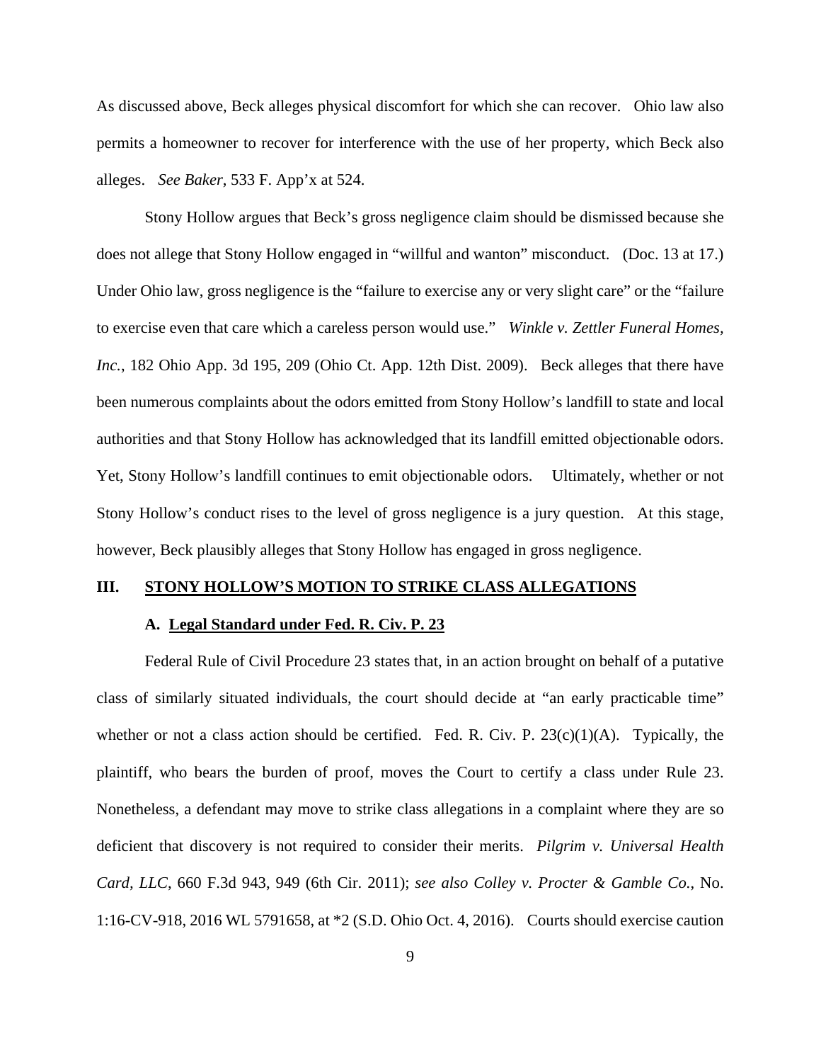As discussed above, Beck alleges physical discomfort for which she can recover. Ohio law also permits a homeowner to recover for interference with the use of her property, which Beck also alleges. *See Baker*, 533 F. App'x at 524.

Stony Hollow argues that Beck's gross negligence claim should be dismissed because she does not allege that Stony Hollow engaged in "willful and wanton" misconduct. (Doc. 13 at 17.) Under Ohio law, gross negligence is the "failure to exercise any or very slight care" or the "failure to exercise even that care which a careless person would use." *Winkle v. Zettler Funeral Homes, Inc.*, 182 Ohio App. 3d 195, 209 (Ohio Ct. App. 12th Dist. 2009). Beck alleges that there have been numerous complaints about the odors emitted from Stony Hollow's landfill to state and local authorities and that Stony Hollow has acknowledged that its landfill emitted objectionable odors. Yet, Stony Hollow's landfill continues to emit objectionable odors. Ultimately, whether or not Stony Hollow's conduct rises to the level of gross negligence is a jury question. At this stage, however, Beck plausibly alleges that Stony Hollow has engaged in gross negligence.

## III. STONY HOLLOW'S MOTION TO STRIKE CLASS ALLEGATIONS

### A. Legal Standard under Fed. R. Civ. P. 23

Federal Rule of Civil Procedure 23 states that, in an action brought on behalf of a putative class of similarly situated individuals, the court should decide at "an early practicable time" whether or not a class action should be certified. Fed. R. Civ. P. 23(c)(1)(A). Typically, the plaintiff, who bears the burden of proof, moves the Court to certify a class under Rule 23. Nonetheless, a defendant may move to strike class allegations in a complaint where they are so deficient that discovery is not required to consider their merits. *Pilgrim v. Universal Health Card, LLC*, 660 F.3d 943, 949 (6th Cir. 2011); *see also Colley v. Procter & Gamble Co.*, No. 1:16-CV-918, 2016 WL 5791658, at *2 (S.D. Ohio Oct. 4, 2016). Courts should exercise caution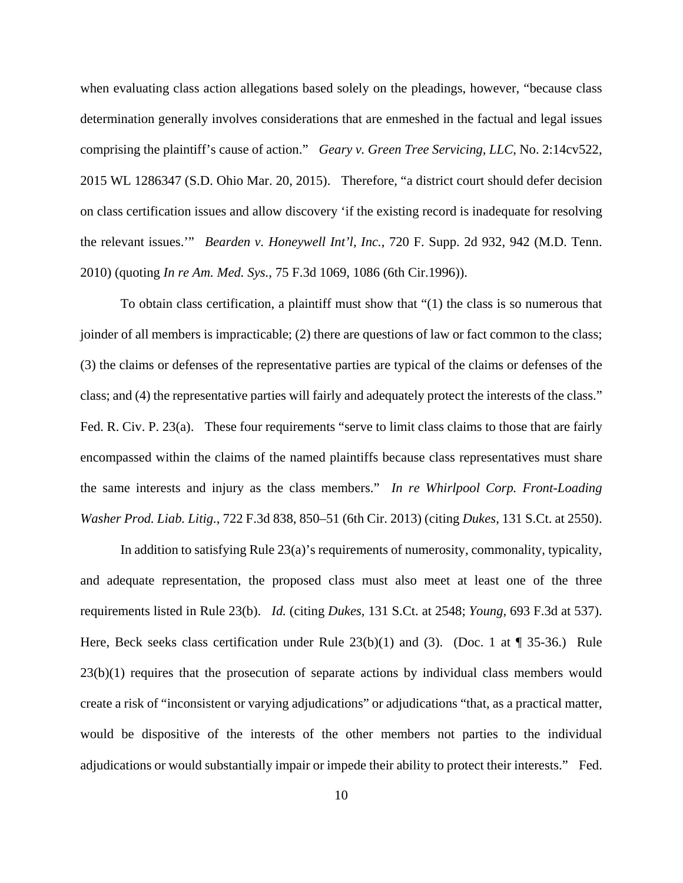when evaluating class action allegations based solely on the pleadings, however, "because class determination generally involves considerations that are enmeshed in the factual and legal issues comprising the plaintiff's cause of action." *Geary v. Green Tree Servicing, LLC*, No. 2:14cv522, 2015 WL 1286347 (S.D. Ohio Mar. 20, 2015). Therefore, "a district court should defer decision on class certification issues and allow discovery 'if the existing record is inadequate for resolving the relevant issues.'" *Bearden v. Honeywell Int'l, Inc.*, 720 F. Supp. 2d 932, 942 (M.D. Tenn. 2010) (quoting *In re Am. Med. Sys.*, 75 F.3d 1069, 1086 (6th Cir.1996)).

To obtain class certification, a plaintiff must show that "(1) the class is so numerous that joinder of all members is impracticable; (2) there are questions of law or fact common to the class; (3) the claims or defenses of the representative parties are typical of the claims or defenses of the class; and (4) the representative parties will fairly and adequately protect the interests of the class." Fed. R. Civ. P. 23(a). These four requirements "serve to limit class claims to those that are fairly encompassed within the claims of the named plaintiffs because class representatives must share the same interests and injury as the class members." *In re Whirlpool Corp. Front-Loading Washer Prod. Liab. Litig.*, 722 F.3d 838, 850–51 (6th Cir. 2013) (citing *Dukes*, 131 S.Ct. at 2550).

In addition to satisfying Rule 23(a)'s requirements of numerosity, commonality, typicality, and adequate representation, the proposed class must also meet at least one of the three requirements listed in Rule 23(b). *Id.* (citing *Dukes*, 131 S.Ct. at 2548; *Young*, 693 F.3d at 537). Here, Beck seeks class certification under Rule 23(b)(1) and (3). (Doc. 1 at ¶ 35-36.) Rule 23(b)(1) requires that the prosecution of separate actions by individual class members would create a risk of "inconsistent or varying adjudications" or adjudications "that, as a practical matter, would be dispositive of the interests of the other members not parties to the individual adjudications or would substantially impair or impede their ability to protect their interests." Fed.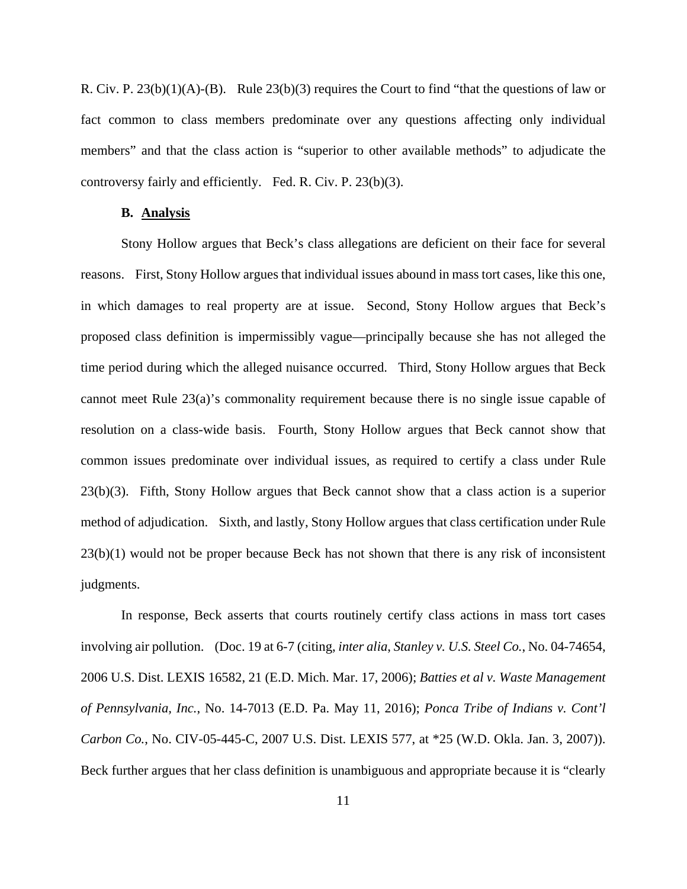R. Civ. P. 23(b)(1)(A)-(B). Rule 23(b)(3) requires the Court to find "that the questions of law or fact common to class members predominate over any questions affecting only individual members" and that the class action is "superior to other available methods" to adjudicate the controversy fairly and efficiently. Fed. R. Civ. P. 23(b)(3).

### B. Analysis

Stony Hollow argues that Beck's class allegations are deficient on their face for several reasons. First, Stony Hollow argues that individual issues abound in mass tort cases, like this one, in which damages to real property are at issue. Second, Stony Hollow argues that Beck's proposed class definition is impermissibly vague—principally because she has not alleged the time period during which the alleged nuisance occurred. Third, Stony Hollow argues that Beck cannot meet Rule 23(a)'s commonality requirement because there is no single issue capable of resolution on a class-wide basis. Fourth, Stony Hollow argues that Beck cannot show that common issues predominate over individual issues, as required to certify a class under Rule 23(b)(3). Fifth, Stony Hollow argues that Beck cannot show that a class action is a superior method of adjudication. Sixth, and lastly, Stony Hollow argues that class certification under Rule 23(b)(1) would not be proper because Beck has not shown that there is any risk of inconsistent judgments.

In response, Beck asserts that courts routinely certify class actions in mass tort cases involving air pollution. (Doc. 19 at 6-7 (citing, *inter alia*, *Stanley v. U.S. Steel Co.*, No. 04-74654, 2006 U.S. Dist. LEXIS 16582, 21 (E.D. Mich. Mar. 17, 2006); *Batties et al v. Waste Management of Pennsylvania, Inc.*, No. 14-7013 (E.D. Pa. May 11, 2016); *Ponca Tribe of Indians v. Cont'l Carbon Co.*, No. CIV-05-445-C, 2007 U.S. Dist. LEXIS 577, at *25 (W.D. Okla. Jan. 3, 2007)). Beck further argues that her class definition is unambiguous and appropriate because it is "clearly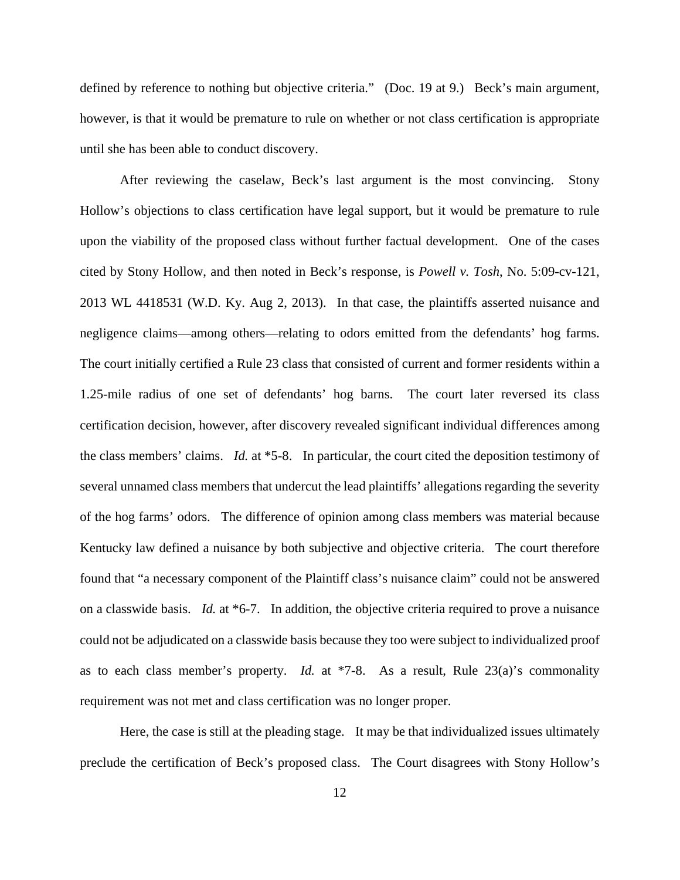defined by reference to nothing but objective criteria." (Doc. 19 at 9.) Beck's main argument, however, is that it would be premature to rule on whether or not class certification is appropriate until she has been able to conduct discovery.

After reviewing the caselaw, Beck's last argument is the most convincing. Stony Hollow's objections to class certification have legal support, but it would be premature to rule upon the viability of the proposed class without further factual development. One of the cases cited by Stony Hollow, and then noted in Beck's response, is *Powell v. Tosh*, No. 5:09-cv-121, 2013 WL 4418531 (W.D. Ky. Aug 2, 2013). In that case, the plaintiffs asserted nuisance and negligence claims—among others—relating to odors emitted from the defendants' hog farms. The court initially certified a Rule 23 class that consisted of current and former residents within a 1.25-mile radius of one set of defendants' hog barns. The court later reversed its class certification decision, however, after discovery revealed significant individual differences among the class members' claims. *Id.* at *5-8. In particular, the court cited the deposition testimony of several unnamed class members that undercut the lead plaintiffs' allegations regarding the severity of the hog farms' odors. The difference of opinion among class members was material because Kentucky law defined a nuisance by both subjective and objective criteria. The court therefore found that "a necessary component of the Plaintiff class's nuisance claim" could not be answered on a classwide basis. *Id.* at *6-7. In addition, the objective criteria required to prove a nuisance could not be adjudicated on a classwide basis because they too were subject to individualized proof as to each class member's property. *Id.* at *7-8. As a result, Rule 23(a)'s commonality requirement was not met and class certification was no longer proper.

Here, the case is still at the pleading stage. It may be that individualized issues ultimately preclude the certification of Beck's proposed class. The Court disagrees with Stony Hollow's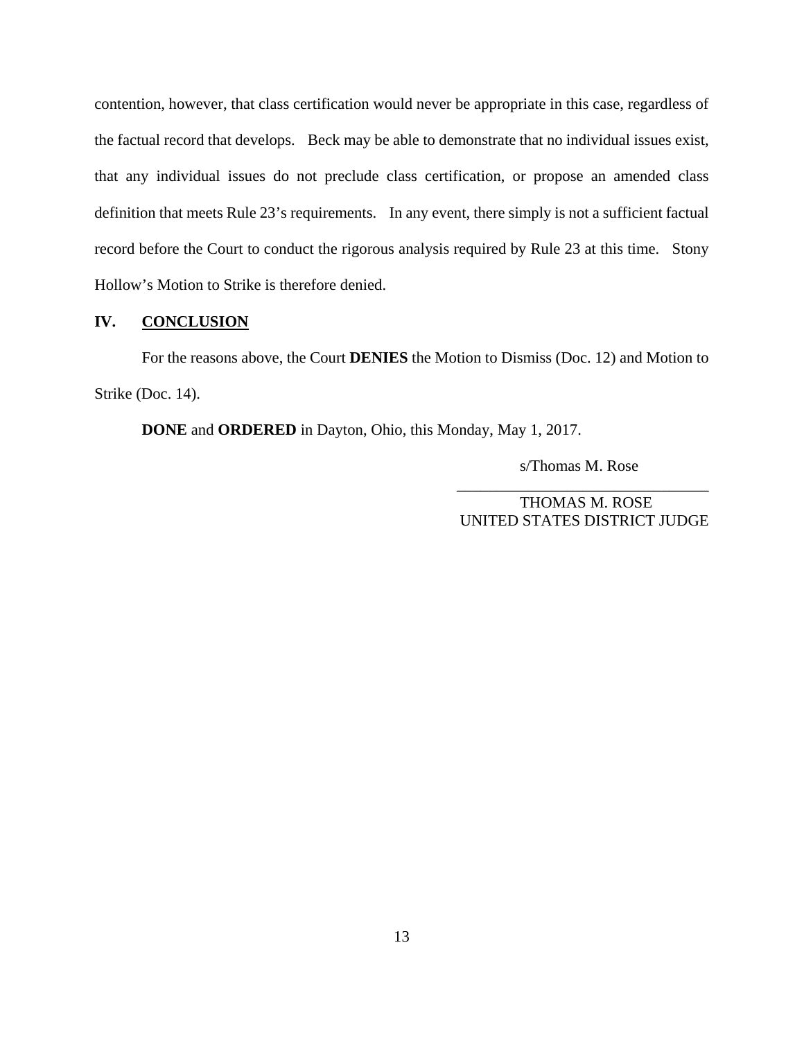contention, however, that class certification would never be appropriate in this case, regardless of the factual record that develops. Beck may be able to demonstrate that no individual issues exist, that any individual issues do not preclude class certification, or propose an amended class definition that meets Rule 23's requirements. In any event, there simply is not a sufficient factual record before the Court to conduct the rigorous analysis required by Rule 23 at this time. Stony Hollow's Motion to Strike is therefore denied.

## IV. CONCLUSION

For the reasons above, the Court **DENIES** the Motion to Dismiss (Doc. 12) and Motion to Strike (Doc. 14).

**DONE** and **ORDERED** in Dayton, Ohio, this Monday, May 1, 2017.

s/Thomas M. Rose

\_\_\_\_\_\_\_\_\_\_\_\_\_\_\_\_\_\_\_\_\_\_\_\_\_\_\_\_\_\_\_\_\_\_

THOMAS M. ROSE
UNITED STATES DISTRICT JUDGE